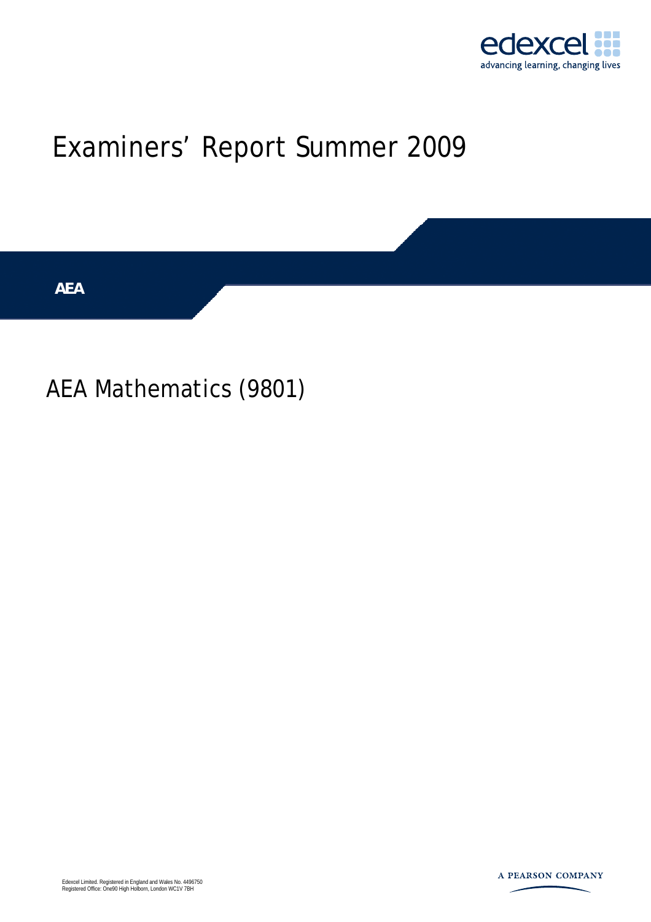edexcel

advancing learning, changing lives

# Examiners' Report Summer 2009

**AEA**

## AEA Mathematics (9801)

Edexcel Limited. Registered in England and Wales No. 4496750
Registered Office: One90 High Holborn, London WC1V 7BH

A PEARSON COMPANY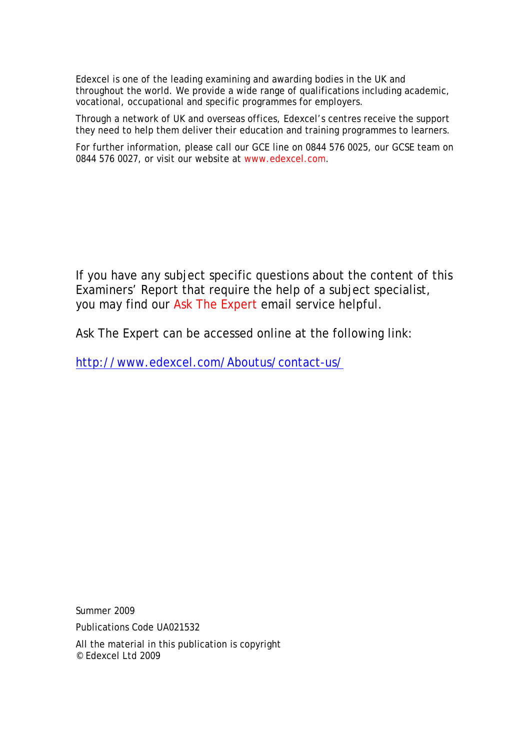Edexcel is one of the leading examining and awarding bodies in the UK and throughout the world. We provide a wide range of qualifications including academic, vocational, occupational and specific programmes for employers.

Through a network of UK and overseas offices, Edexcel's centres receive the support they need to help them deliver their education and training programmes to learners.

For further information, please call our GCE line on 0844 576 0025, our GCSE team on 0844 576 0027, or visit our website at www.edexcel.com.

If you have any subject specific questions about the content of this Examiners' Report that require the help of a subject specialist, you may find our Ask The Expert email service helpful.

Ask The Expert can be accessed online at the following link:

http://www.edexcel.com/Aboutus/contact-us/

Summer 2009

Publications Code UA021532

All the material in this publication is copyright
© Edexcel Ltd 2009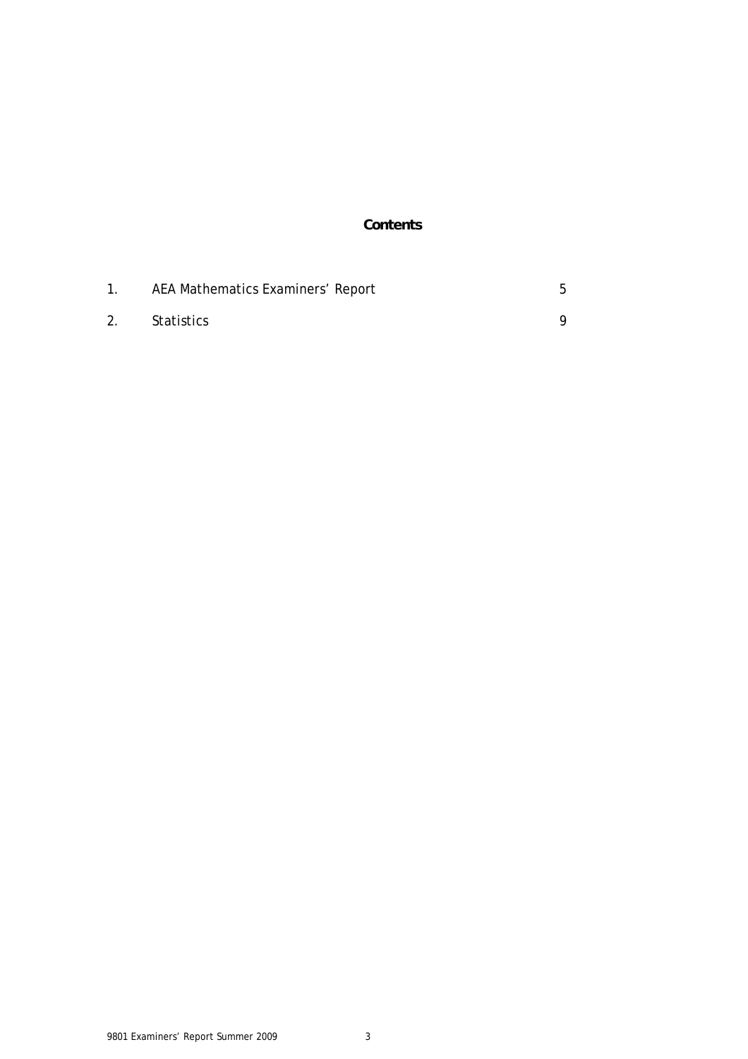# Contents

| | | |
|---|---|---|
| 1. | AEA Mathematics Examiners' Report | 5 |
| 2. | Statistics | 9 |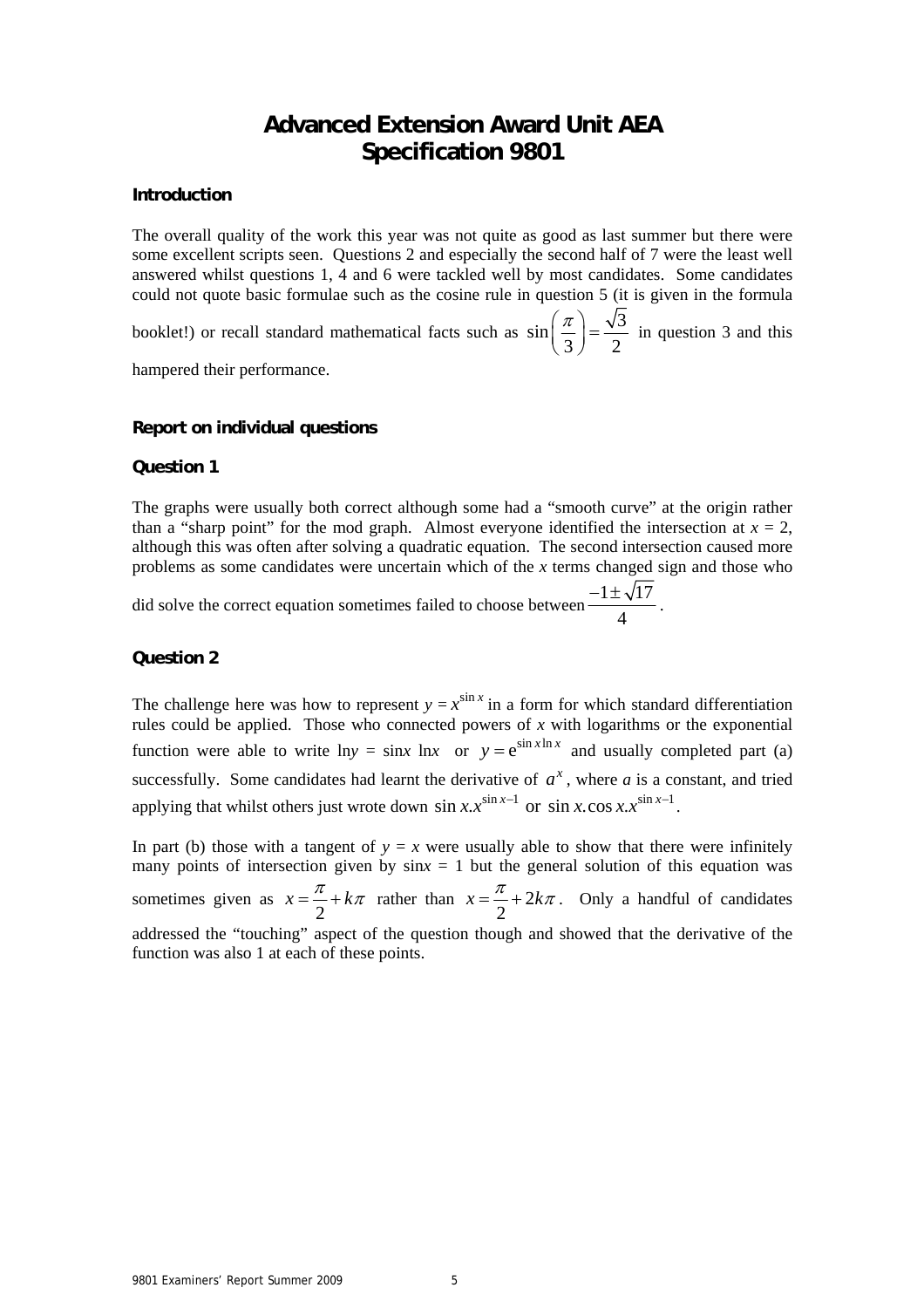# Advanced Extension Award Unit AEA
# Specification 9801

### Introduction

The overall quality of the work this year was not quite as good as last summer but there were some excellent scripts seen. Questions 2 and especially the second half of 7 were the least well answered whilst questions 1, 4 and 6 were tackled well by most candidates. Some candidates could not quote basic formulae such as the cosine rule in question 5 (it is given in the formula booklet!) or recall standard mathematical facts such as $\sin\left(\frac{\pi}{3}\right) = \frac{\sqrt{3}}{2}$ in question 3 and this hampered their performance.

### Report on individual questions

### Question 1

The graphs were usually both correct although some had a "smooth curve" at the origin rather than a "sharp point" for the mod graph. Almost everyone identified the intersection at $x = 2$, although this was often after solving a quadratic equation. The second intersection caused more problems as some candidates were uncertain which of the $x$ terms changed sign and those who did solve the correct equation sometimes failed to choose between $\frac{-1 \pm \sqrt{17}}{4}$.

### Question 2

The challenge here was how to represent $y = x^{\sin x}$ in a form for which standard differentiation rules could be applied. Those who connected powers of $x$ with logarithms or the exponential function were able to write $\ln y = \sin x \ln x$ or $y = \mathrm{e}^{\sin x \ln x}$ and usually completed part (a) successfully. Some candidates had learnt the derivative of $a^x$, where $a$ is a constant, and tried applying that whilst others just wrote down $\sin x . x^{\sin x - 1}$ or $\sin x . \cos x . x^{\sin x - 1}$.

In part (b) those with a tangent of $y = x$ were usually able to show that there were infinitely many points of intersection given by $\sin x = 1$ but the general solution of this equation was sometimes given as $x = \frac{\pi}{2} + k\pi$ rather than $x = \frac{\pi}{2} + 2k\pi$. Only a handful of candidates addressed the "touching" aspect of the question though and showed that the derivative of the function was also 1 at each of these points.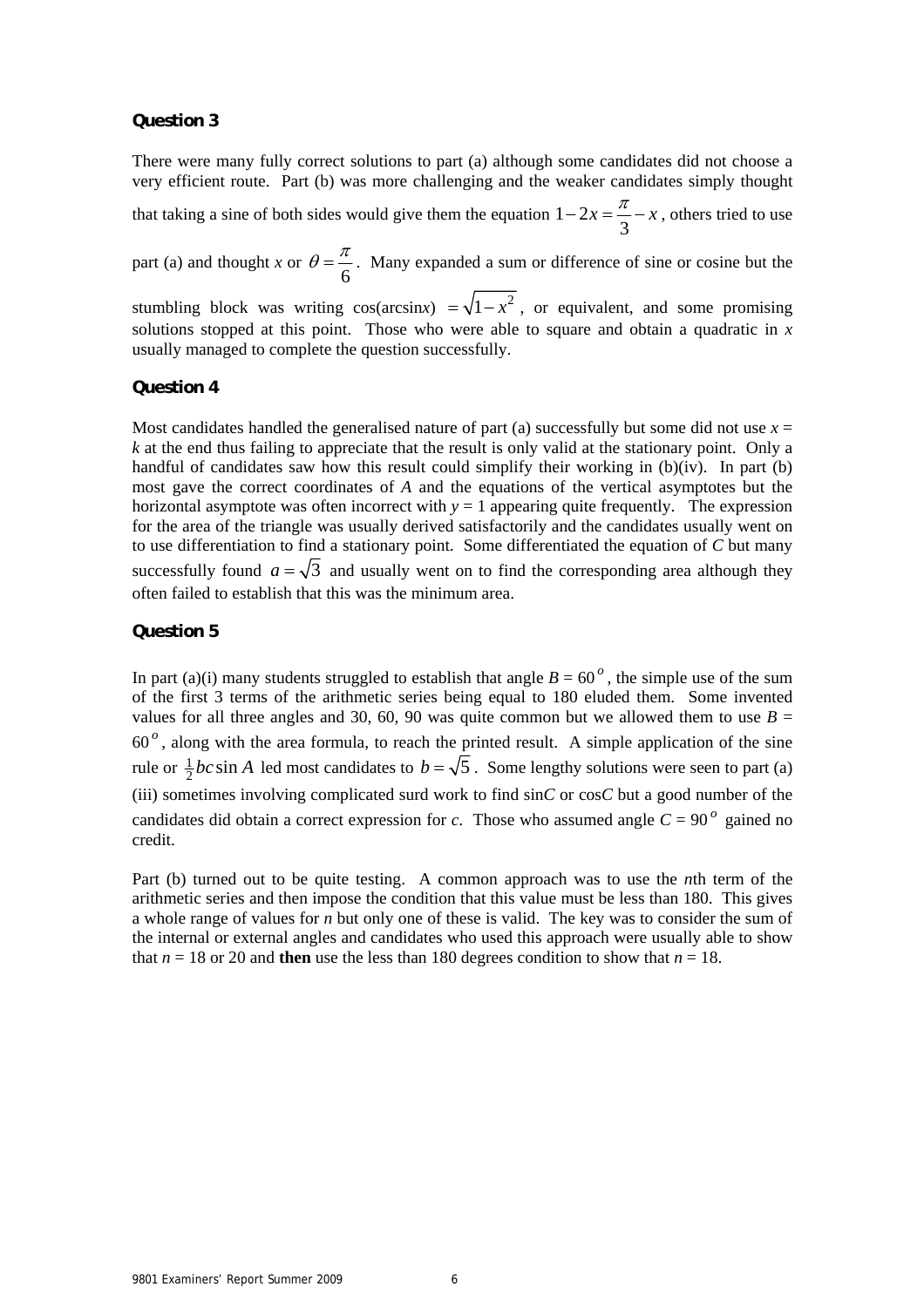### Question 3

There were many fully correct solutions to part (a) although some candidates did not choose a very efficient route. Part (b) was more challenging and the weaker candidates simply thought that taking a sine of both sides would give them the equation $1-2x=\frac{\pi}{3}-x$, others tried to use part (a) and thought *x* or $\theta=\frac{\pi}{6}$. Many expanded a sum or difference of sine or cosine but the stumbling block was writing cos(arcsin*x*) $=\sqrt{1-x^2}$, or equivalent, and some promising solutions stopped at this point. Those who were able to square and obtain a quadratic in *x* usually managed to complete the question successfully.

### Question 4

Most candidates handled the generalised nature of part (a) successfully but some did not use $x=k$ at the end thus failing to appreciate that the result is only valid at the stationary point. Only a handful of candidates saw how this result could simplify their working in (b)(iv). In part (b) most gave the correct coordinates of *A* and the equations of the vertical asymptotes but the horizontal asymptote was often incorrect with $y = 1$ appearing quite frequently. The expression for the area of the triangle was usually derived satisfactorily and the candidates usually went on to use differentiation to find a stationary point. Some differentiated the equation of *C* but many successfully found $a=\sqrt{3}$ and usually went on to find the corresponding area although they often failed to establish that this was the minimum area.

### Question 5

In part (a)(i) many students struggled to establish that angle $B = 60^o$, the simple use of the sum of the first 3 terms of the arithmetic series being equal to 180 eluded them. Some invented values for all three angles and 30, 60, 90 was quite common but we allowed them to use $B = 60^o$, along with the area formula, to reach the printed result. A simple application of the sine rule or $\frac{1}{2}bc\sin A$ led most candidates to $b=\sqrt{5}$. Some lengthy solutions were seen to part (a)(iii) sometimes involving complicated surd work to find sin*C* or cos*C* but a good number of the candidates did obtain a correct expression for *c*. Those who assumed angle $C = 90^o$ gained no credit.

Part (b) turned out to be quite testing. A common approach was to use the *n*th term of the arithmetic series and then impose the condition that this value must be less than 180. This gives a whole range of values for *n* but only one of these is valid. The key was to consider the sum of the internal or external angles and candidates who used this approach were usually able to show that $n = 18$ or 20 and **then** use the less than 180 degrees condition to show that $n = 18$.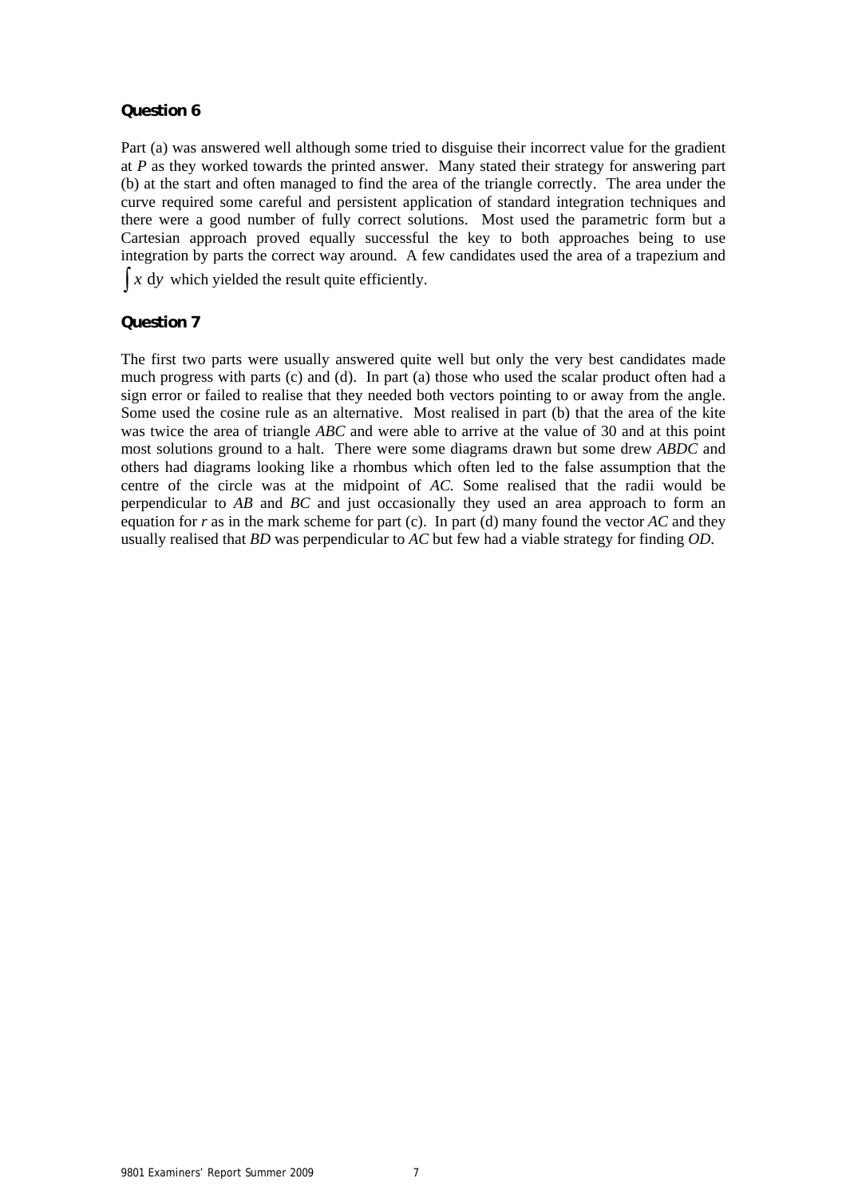## Question 6

Part (a) was answered well although some tried to disguise their incorrect value for the gradient at $P$ as they worked towards the printed answer. Many stated their strategy for answering part (b) at the start and often managed to find the area of the triangle correctly. The area under the curve required some careful and persistent application of standard integration techniques and there were a good number of fully correct solutions. Most used the parametric form but a Cartesian approach proved equally successful the key to both approaches being to use integration by parts the correct way around. A few candidates used the area of a trapezium and $\int x \, \mathrm{d}y$ which yielded the result quite efficiently.

## Question 7

The first two parts were usually answered quite well but only the very best candidates made much progress with parts (c) and (d). In part (a) those who used the scalar product often had a sign error or failed to realise that they needed both vectors pointing to or away from the angle. Some used the cosine rule as an alternative. Most realised in part (b) that the area of the kite was twice the area of triangle *ABC* and were able to arrive at the value of 30 and at this point most solutions ground to a halt. There were some diagrams drawn but some drew *ABDC* and others had diagrams looking like a rhombus which often led to the false assumption that the centre of the circle was at the midpoint of *AC*. Some realised that the radii would be perpendicular to *AB* and *BC* and just occasionally they used an area approach to form an equation for $r$ as in the mark scheme for part (c). In part (d) many found the vector *AC* and they usually realised that *BD* was perpendicular to *AC* but few had a viable strategy for finding *OD*.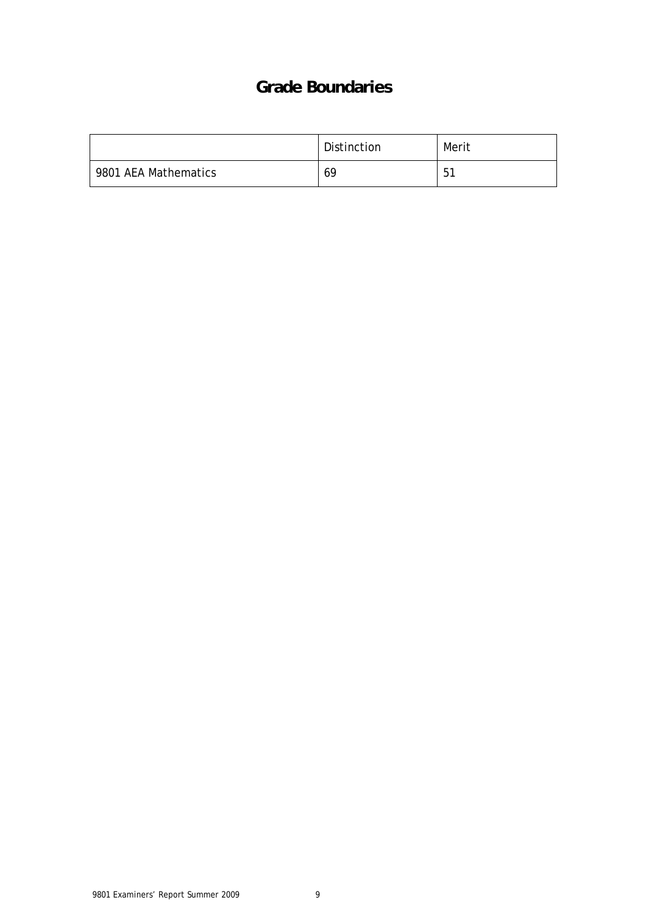# Grade Boundaries

| | Distinction | Merit |
|---|---|---|
| 9801 AEA Mathematics | 69 | 51 |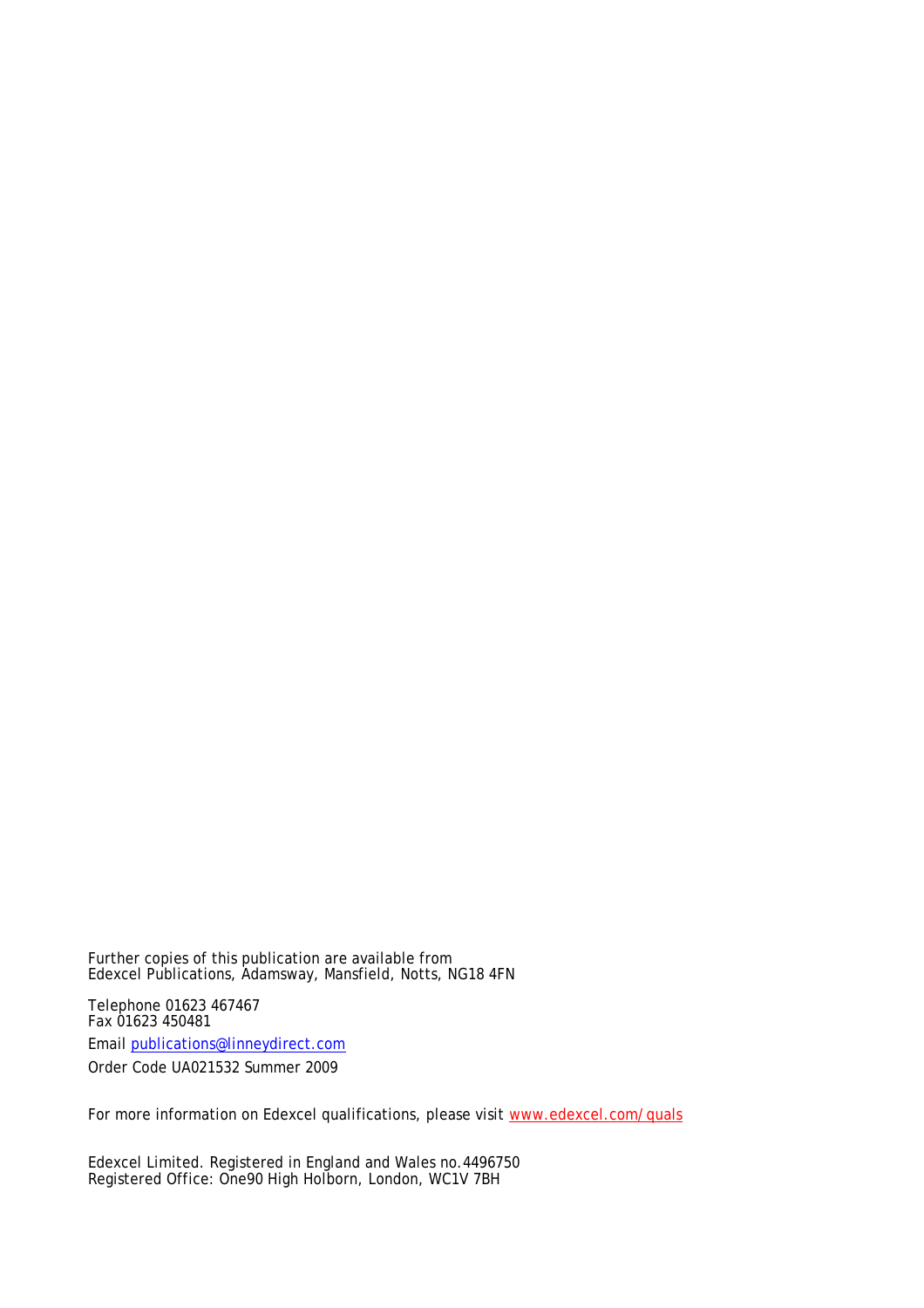Further copies of this publication are available from
Edexcel Publications, Adamsway, Mansfield, Notts, NG18 4FN

Telephone 01623 467467
Fax 01623 450481

Email publications@linneydirect.com

Order Code UA021532 Summer 2009

For more information on Edexcel qualifications, please visit www.edexcel.com/quals

Edexcel Limited. Registered in England and Wales no.4496750
Registered Office: One90 High Holborn, London, WC1V 7BH